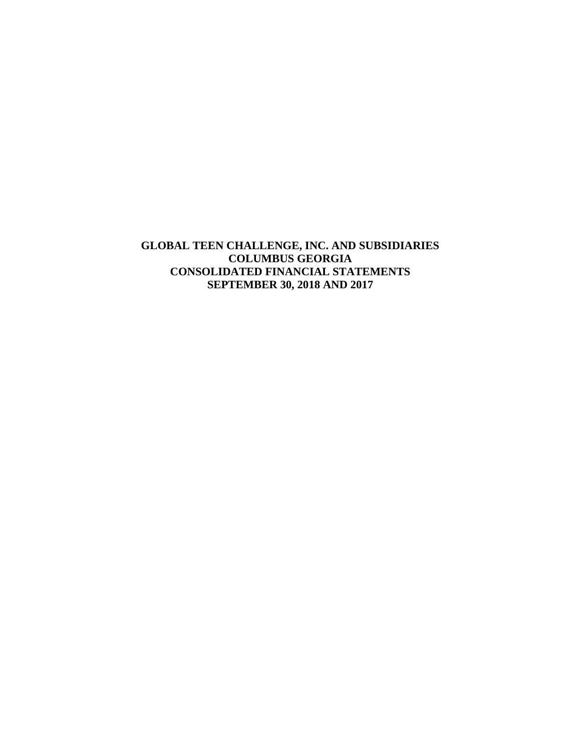# GLOBAL TEEN CHALLENGE, INC. AND SUBSIDIARIES
## COLUMBUS GEORGIA
## CONSOLIDATED FINANCIAL STATEMENTS
## SEPTEMBER 30, 2018 AND 2017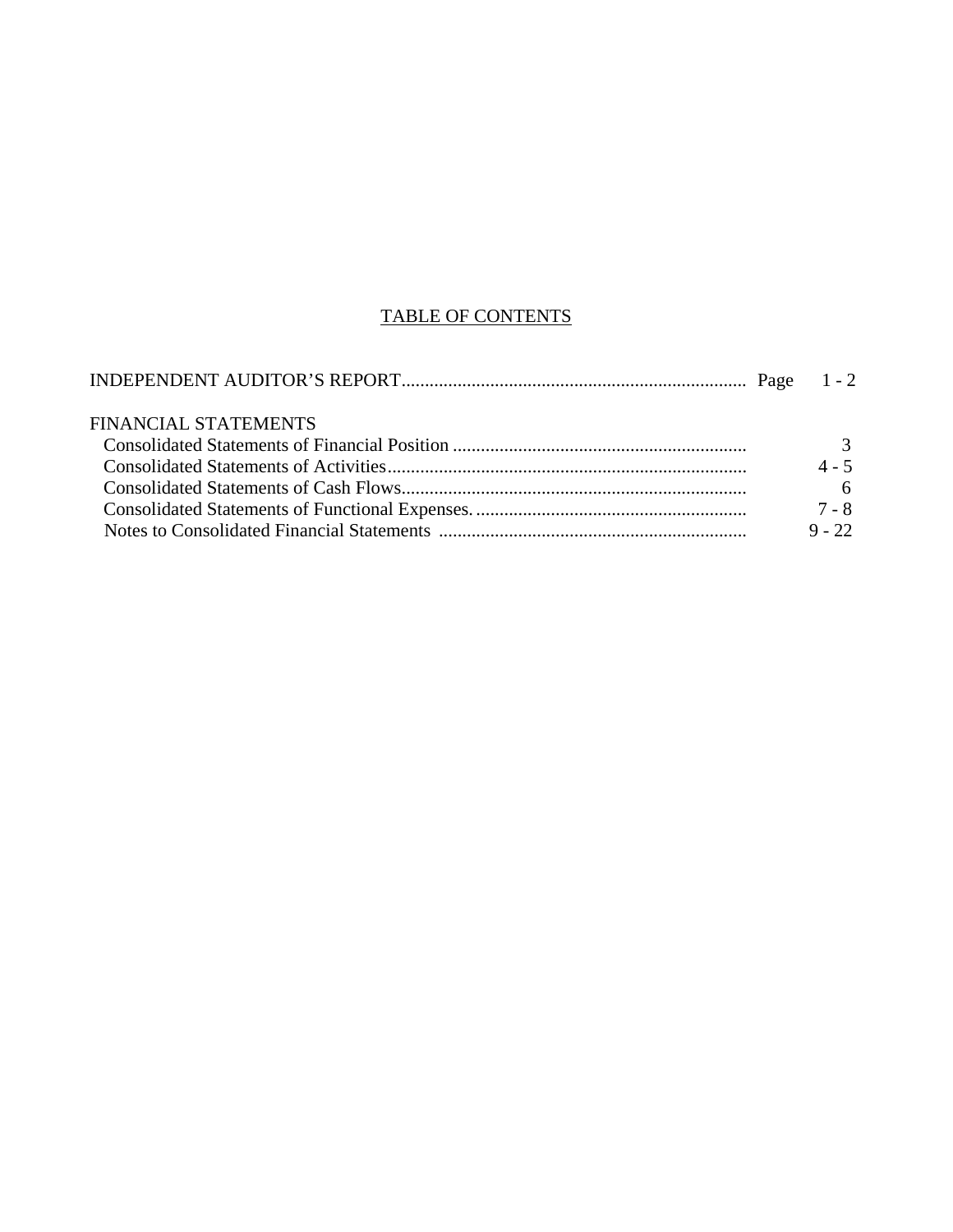# TABLE OF CONTENTS

| | Page |
|---|---|
| INDEPENDENT AUDITOR'S REPORT | 1 - 2 |
| FINANCIAL STATEMENTS | |
| Consolidated Statements of Financial Position | 3 |
| Consolidated Statements of Activities | 4 - 5 |
| Consolidated Statements of Cash Flows | 6 |
| Consolidated Statements of Functional Expenses | 7 - 8 |
| Notes to Consolidated Financial Statements | 9 - 22 |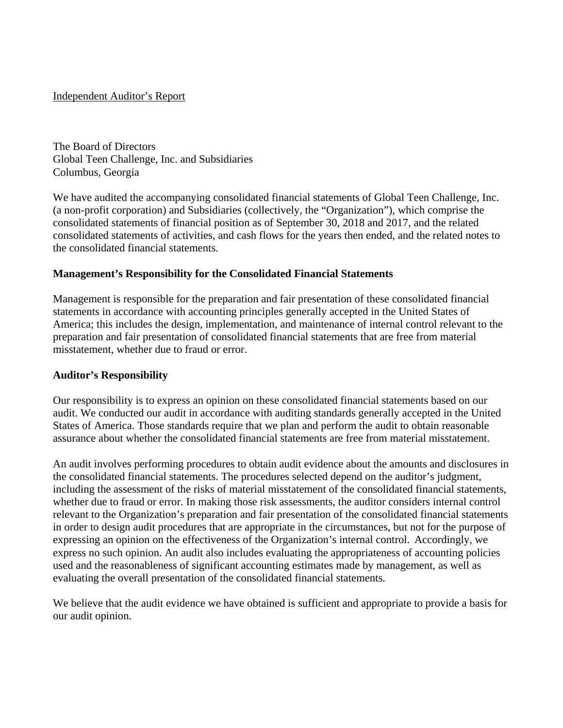<u>Independent Auditor's Report</u>

The Board of Directors
Global Teen Challenge, Inc. and Subsidiaries
Columbus, Georgia

We have audited the accompanying consolidated financial statements of Global Teen Challenge, Inc. (a non-profit corporation) and Subsidiaries (collectively, the "Organization"), which comprise the consolidated statements of financial position as of September 30, 2018 and 2017, and the related consolidated statements of activities, and cash flows for the years then ended, and the related notes to the consolidated financial statements.

**Management's Responsibility for the Consolidated Financial Statements**

Management is responsible for the preparation and fair presentation of these consolidated financial statements in accordance with accounting principles generally accepted in the United States of America; this includes the design, implementation, and maintenance of internal control relevant to the preparation and fair presentation of consolidated financial statements that are free from material misstatement, whether due to fraud or error.

**Auditor's Responsibility**

Our responsibility is to express an opinion on these consolidated financial statements based on our audit. We conducted our audit in accordance with auditing standards generally accepted in the United States of America. Those standards require that we plan and perform the audit to obtain reasonable assurance about whether the consolidated financial statements are free from material misstatement.

An audit involves performing procedures to obtain audit evidence about the amounts and disclosures in the consolidated financial statements. The procedures selected depend on the auditor's judgment, including the assessment of the risks of material misstatement of the consolidated financial statements, whether due to fraud or error. In making those risk assessments, the auditor considers internal control relevant to the Organization's preparation and fair presentation of the consolidated financial statements in order to design audit procedures that are appropriate in the circumstances, but not for the purpose of expressing an opinion on the effectiveness of the Organization's internal control. Accordingly, we express no such opinion. An audit also includes evaluating the appropriateness of accounting policies used and the reasonableness of significant accounting estimates made by management, as well as evaluating the overall presentation of the consolidated financial statements.

We believe that the audit evidence we have obtained is sufficient and appropriate to provide a basis for our audit opinion.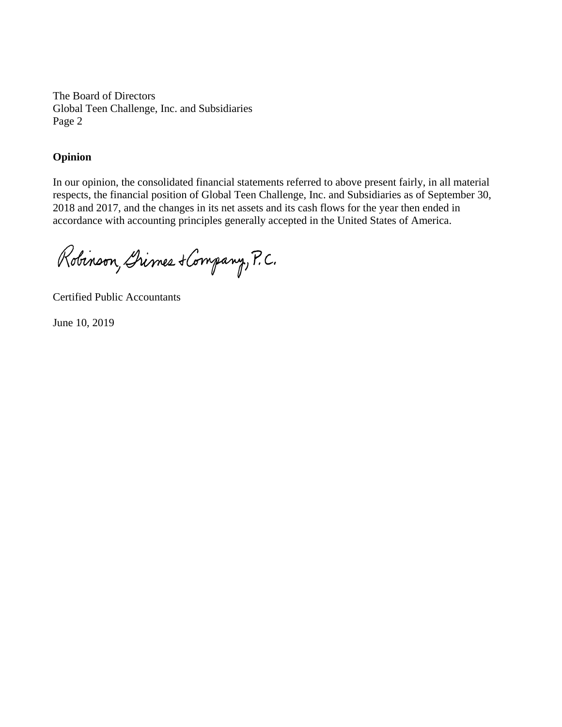The Board of Directors
Global Teen Challenge, Inc. and Subsidiaries
Page 2

**Opinion**

In our opinion, the consolidated financial statements referred to above present fairly, in all material respects, the financial position of Global Teen Challenge, Inc. and Subsidiaries as of September 30, 2018 and 2017, and the changes in its net assets and its cash flows for the year then ended in accordance with accounting principles generally accepted in the United States of America.

Robinson, Grimes & Company, P.C.

Certified Public Accountants

June 10, 2019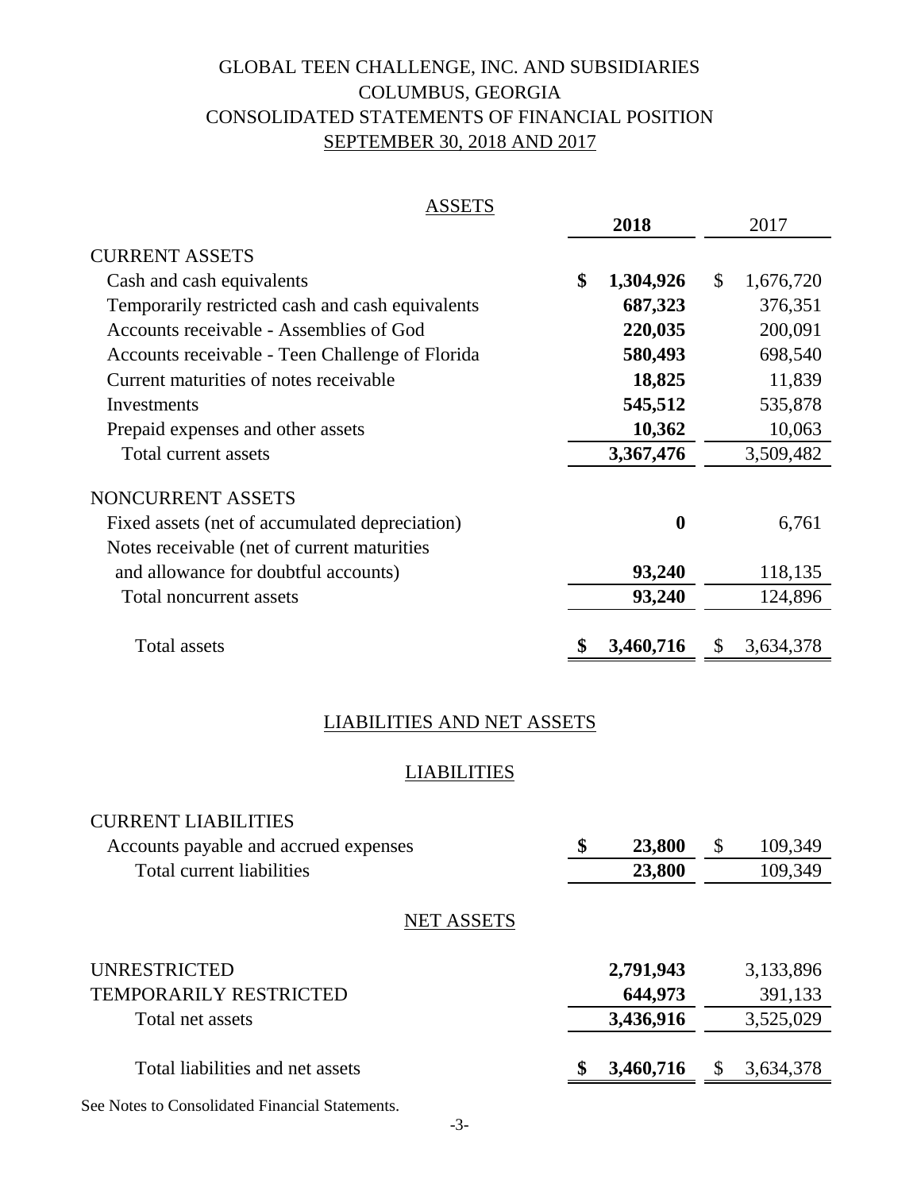# GLOBAL TEEN CHALLENGE, INC. AND SUBSIDIARIES
## COLUMBUS, GEORGIA
## CONSOLIDATED STATEMENTS OF FINANCIAL POSITION
## SEPTEMBER 30, 2018 AND 2017

### ASSETS

| | 2018 | 2017 |
|---|---|---|
| CURRENT ASSETS | | |
| Cash and cash equivalents | $ 1,304,926 | $ 1,676,720 |
| Temporarily restricted cash and cash equivalents | 687,323 | 376,351 |
| Accounts receivable - Assemblies of God | 220,035 | 200,091 |
| Accounts receivable - Teen Challenge of Florida | 580,493 | 698,540 |
| Current maturities of notes receivable | 18,825 | 11,839 |
| Investments | 545,512 | 535,878 |
| Prepaid expenses and other assets | 10,362 | 10,063 |
| Total current assets | 3,367,476 | 3,509,482 |
| NONCURRENT ASSETS | | |
| Fixed assets (net of accumulated depreciation) | 0 | 6,761 |
| Notes receivable (net of current maturities and allowance for doubtful accounts) | 93,240 | 118,135 |
| Total noncurrent assets | 93,240 | 124,896 |
| Total assets | $ 3,460,716 | $ 3,634,378 |

### LIABILITIES AND NET ASSETS

#### LIABILITIES

| | 2018 | 2017 |
|---|---|---|
| CURRENT LIABILITIES | | |
| Accounts payable and accrued expenses | $ 23,800 | $ 109,349 |
| Total current liabilities | 23,800 | 109,349 |

#### NET ASSETS

| | 2018 | 2017 |
|---|---|---|
| UNRESTRICTED | 2,791,943 | 3,133,896 |
| TEMPORARILY RESTRICTED | 644,973 | 391,133 |
| Total net assets | 3,436,916 | 3,525,029 |
| Total liabilities and net assets | $ 3,460,716 | $ 3,634,378 |

See Notes to Consolidated Financial Statements.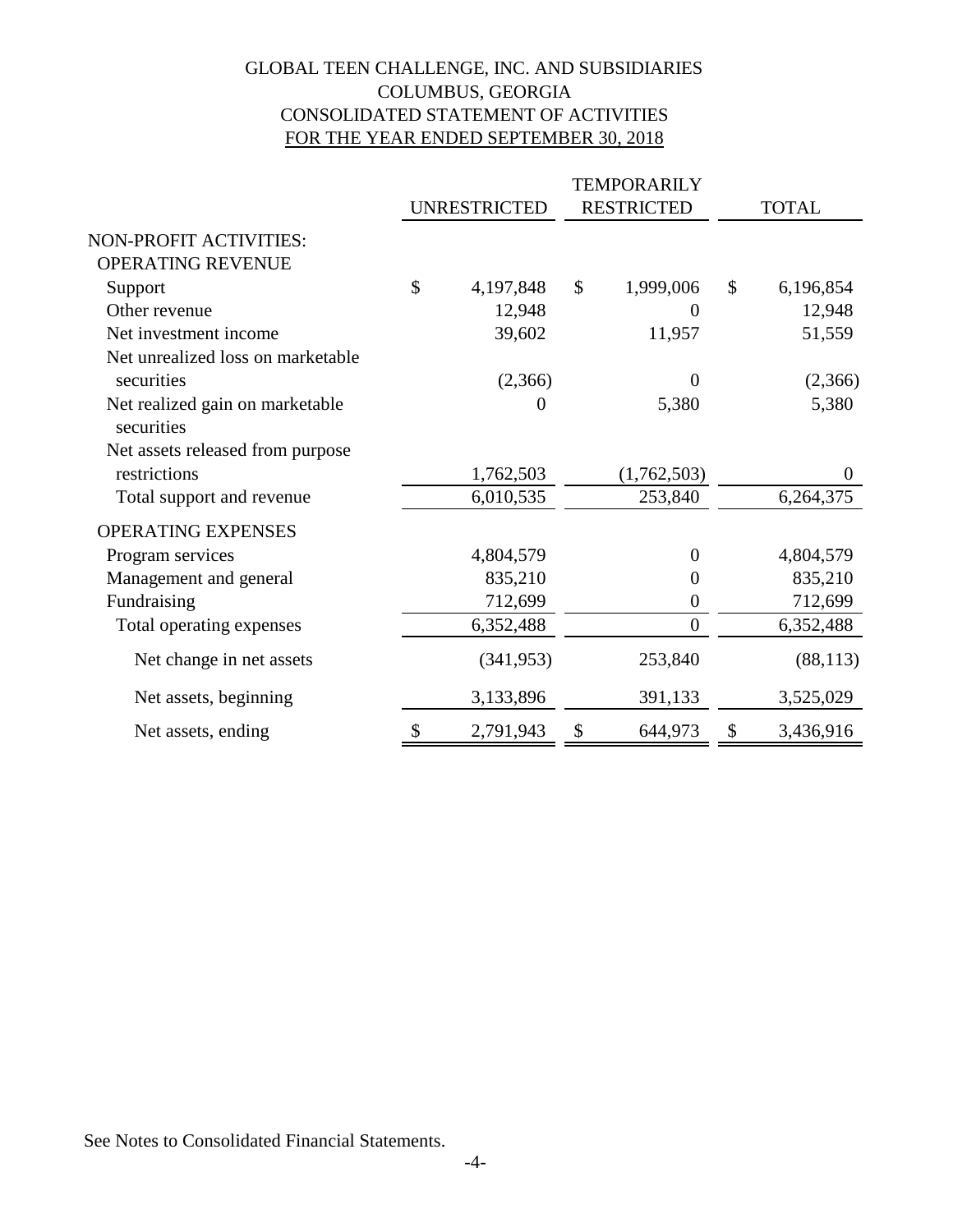# GLOBAL TEEN CHALLENGE, INC. AND SUBSIDIARIES
## COLUMBUS, GEORGIA
## CONSOLIDATED STATEMENT OF ACTIVITIES
## FOR THE YEAR ENDED SEPTEMBER 30, 2018

| | UNRESTRICTED | TEMPORARILY RESTRICTED | TOTAL |
|---|---|---|---|
| NON-PROFIT ACTIVITIES: | | | |
| OPERATING REVENUE | | | |
| Support | $ 4,197,848 | $ 1,999,006 | $ 6,196,854 |
| Other revenue | 12,948 | 0 | 12,948 |
| Net investment income | 39,602 | 11,957 | 51,559 |
| Net unrealized loss on marketable securities | (2,366) | 0 | (2,366) |
| Net realized gain on marketable securities | 0 | 5,380 | 5,380 |
| Net assets released from purpose restrictions | 1,762,503 | (1,762,503) | 0 |
| Total support and revenue | 6,010,535 | 253,840 | 6,264,375 |
| OPERATING EXPENSES | | | |
| Program services | 4,804,579 | 0 | 4,804,579 |
| Management and general | 835,210 | 0 | 835,210 |
| Fundraising | 712,699 | 0 | 712,699 |
| Total operating expenses | 6,352,488 | 0 | 6,352,488 |
| Net change in net assets | (341,953) | 253,840 | (88,113) |
| Net assets, beginning | 3,133,896 | 391,133 | 3,525,029 |
| Net assets, ending | $ 2,791,943 | $ 644,973 | $ 3,436,916 |

See Notes to Consolidated Financial Statements.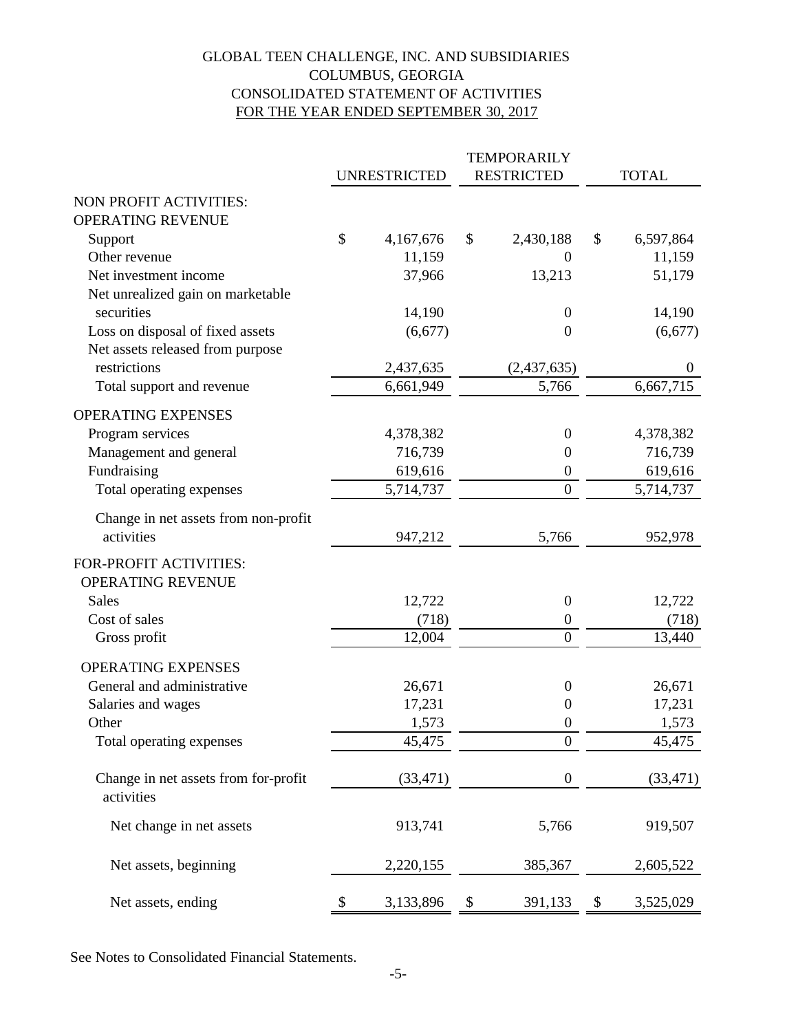GLOBAL TEEN CHALLENGE, INC. AND SUBSIDIARIES
COLUMBUS, GEORGIA
CONSOLIDATED STATEMENT OF ACTIVITIES
FOR THE YEAR ENDED SEPTEMBER 30, 2017

| | UNRESTRICTED | TEMPORARILY RESTRICTED | TOTAL |
|---|---|---|---|
| NON PROFIT ACTIVITIES: | | | |
| OPERATING REVENUE | | | |
| Support | $ 4,167,676 | $ 2,430,188 | $ 6,597,864 |
| Other revenue | 11,159 | 0 | 11,159 |
| Net investment income | 37,966 | 13,213 | 51,179 |
| Net unrealized gain on marketable securities | 14,190 | 0 | 14,190 |
| Loss on disposal of fixed assets | (6,677) | 0 | (6,677) |
| Net assets released from purpose restrictions | 2,437,635 | (2,437,635) | 0 |
| Total support and revenue | 6,661,949 | 5,766 | 6,667,715 |
| OPERATING EXPENSES | | | |
| Program services | 4,378,382 | 0 | 4,378,382 |
| Management and general | 716,739 | 0 | 716,739 |
| Fundraising | 619,616 | 0 | 619,616 |
| Total operating expenses | 5,714,737 | 0 | 5,714,737 |
| Change in net assets from non-profit activities | 947,212 | 5,766 | 952,978 |
| FOR-PROFIT ACTIVITIES: | | | |
| OPERATING REVENUE | | | |
| Sales | 12,722 | 0 | 12,722 |
| Cost of sales | (718) | 0 | (718) |
| Gross profit | 12,004 | 0 | 13,440 |
| OPERATING EXPENSES | | | |
| General and administrative | 26,671 | 0 | 26,671 |
| Salaries and wages | 17,231 | 0 | 17,231 |
| Other | 1,573 | 0 | 1,573 |
| Total operating expenses | 45,475 | 0 | 45,475 |
| Change in net assets from for-profit activities | (33,471) | 0 | (33,471) |
| Net change in net assets | 913,741 | 5,766 | 919,507 |
| Net assets, beginning | 2,220,155 | 385,367 | 2,605,522 |
| Net assets, ending | $ 3,133,896 | $ 391,133 | $ 3,525,029 |

See Notes to Consolidated Financial Statements.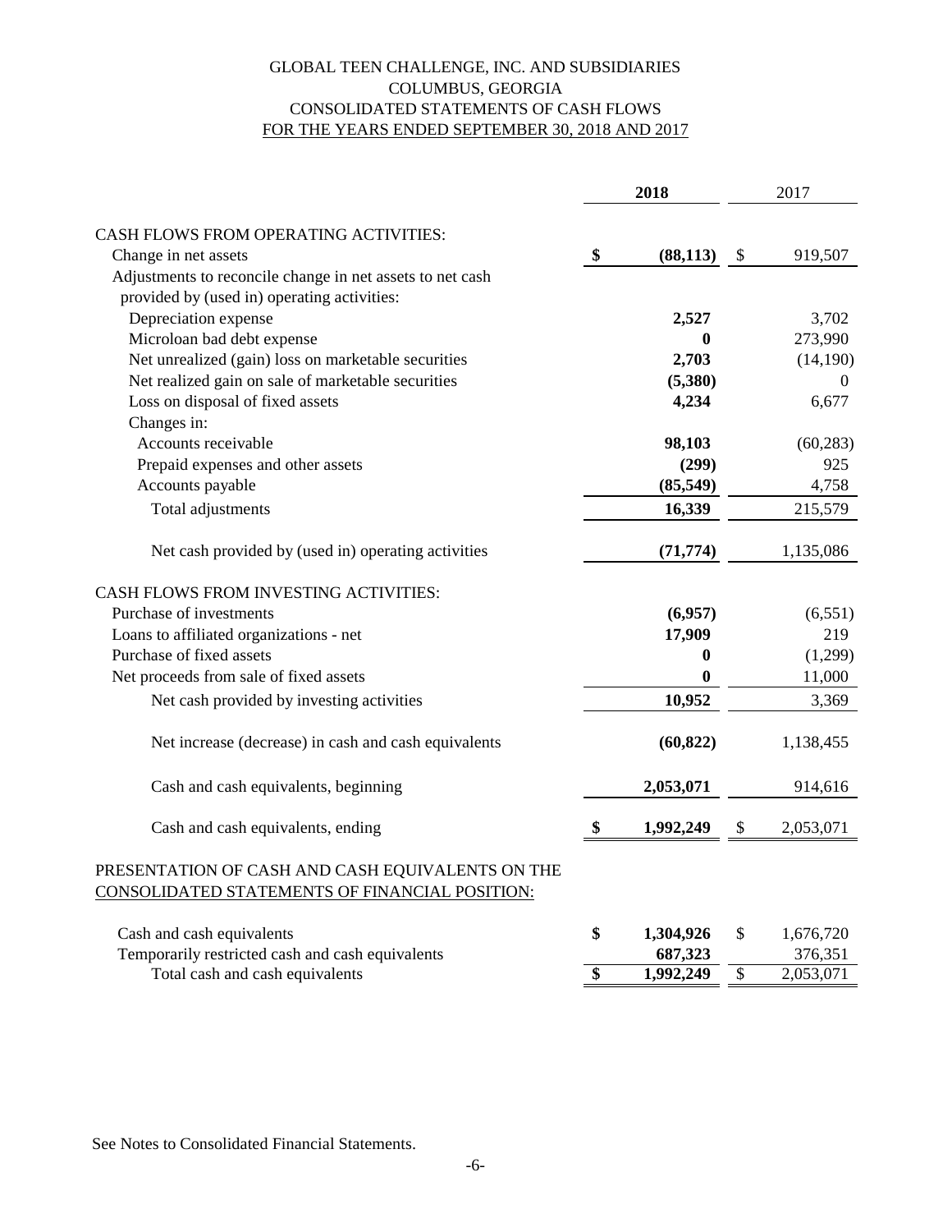# GLOBAL TEEN CHALLENGE, INC. AND SUBSIDIARIES
## COLUMBUS, GEORGIA
## CONSOLIDATED STATEMENTS OF CASH FLOWS
## FOR THE YEARS ENDED SEPTEMBER 30, 2018 AND 2017

| | **2018** | 2017 |
|---|---|---|
| CASH FLOWS FROM OPERATING ACTIVITIES: | | |
| Change in net assets | **$ (88,113)** | $ 919,507 |
| Adjustments to reconcile change in net assets to net cash provided by (used in) operating activities: | | |
| Depreciation expense | **2,527** | 3,702 |
| Microloan bad debt expense | **0** | 273,990 |
| Net unrealized (gain) loss on marketable securities | **2,703** | (14,190) |
| Net realized gain on sale of marketable securities | **(5,380)** | 0 |
| Loss on disposal of fixed assets | **4,234** | 6,677 |
| Changes in: | | |
| Accounts receivable | **98,103** | (60,283) |
| Prepaid expenses and other assets | **(299)** | 925 |
| Accounts payable | **(85,549)** | 4,758 |
| Total adjustments | **16,339** | 215,579 |
| Net cash provided by (used in) operating activities | **(71,774)** | 1,135,086 |
| CASH FLOWS FROM INVESTING ACTIVITIES: | | |
| Purchase of investments | **(6,957)** | (6,551) |
| Loans to affiliated organizations - net | **17,909** | 219 |
| Purchase of fixed assets | **0** | (1,299) |
| Net proceeds from sale of fixed assets | **0** | 11,000 |
| Net cash provided by investing activities | **10,952** | 3,369 |
| Net increase (decrease) in cash and cash equivalents | **(60,822)** | 1,138,455 |
| Cash and cash equivalents, beginning | **2,053,071** | 914,616 |
| Cash and cash equivalents, ending | **$ 1,992,249** | $ 2,053,071 |

PRESENTATION OF CASH AND CASH EQUIVALENTS ON THE CONSOLIDATED STATEMENTS OF FINANCIAL POSITION:

| | **2018** | 2017 |
|---|---|---|
| Cash and cash equivalents | **$ 1,304,926** | $ 1,676,720 |
| Temporarily restricted cash and cash equivalents | **687,323** | 376,351 |
| Total cash and cash equivalents | **$ 1,992,249** | $ 2,053,071 |

See Notes to Consolidated Financial Statements.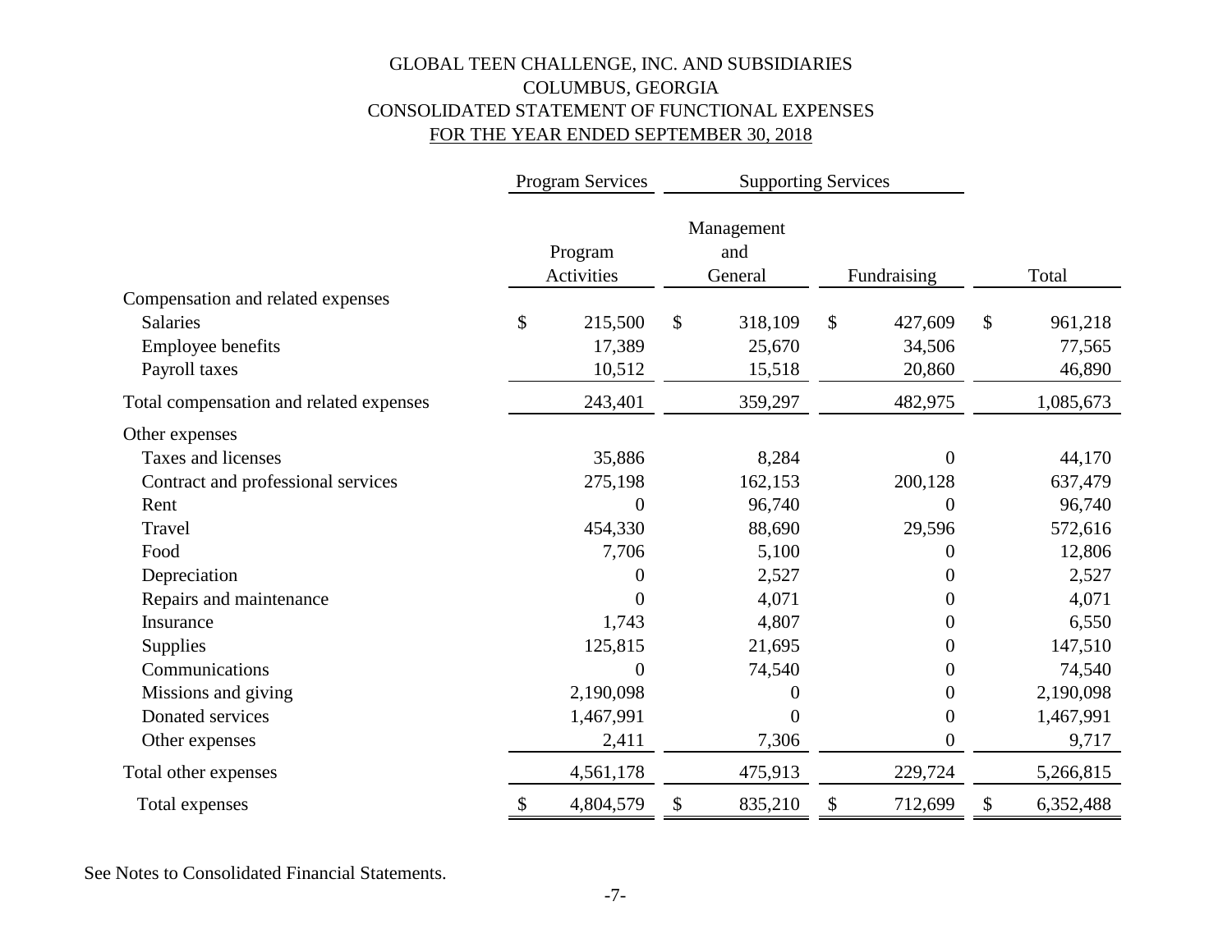# GLOBAL TEEN CHALLENGE, INC. AND SUBSIDIARIES
## COLUMBUS, GEORGIA
## CONSOLIDATED STATEMENT OF FUNCTIONAL EXPENSES
## FOR THE YEAR ENDED SEPTEMBER 30, 2018

| | Program Services | Supporting Services | | |
|---|---|---|---|---|
| | Program Activities | Management and General | Fundraising | Total |
| **Compensation and related expenses** | | | | |
| Salaries | $ 215,500 | $ 318,109 | $ 427,609 | $ 961,218 |
| Employee benefits | 17,389 | 25,670 | 34,506 | 77,565 |
| Payroll taxes | 10,512 | 15,518 | 20,860 | 46,890 |
| Total compensation and related expenses | 243,401 | 359,297 | 482,975 | 1,085,673 |
| **Other expenses** | | | | |
| Taxes and licenses | 35,886 | 8,284 | 0 | 44,170 |
| Contract and professional services | 275,198 | 162,153 | 200,128 | 637,479 |
| Rent | 0 | 96,740 | 0 | 96,740 |
| Travel | 454,330 | 88,690 | 29,596 | 572,616 |
| Food | 7,706 | 5,100 | 0 | 12,806 |
| Depreciation | 0 | 2,527 | 0 | 2,527 |
| Repairs and maintenance | 0 | 4,071 | 0 | 4,071 |
| Insurance | 1,743 | 4,807 | 0 | 6,550 |
| Supplies | 125,815 | 21,695 | 0 | 147,510 |
| Communications | 0 | 74,540 | 0 | 74,540 |
| Missions and giving | 2,190,098 | 0 | 0 | 2,190,098 |
| Donated services | 1,467,991 | 0 | 0 | 1,467,991 |
| Other expenses | 2,411 | 7,306 | 0 | 9,717 |
| Total other expenses | 4,561,178 | 475,913 | 229,724 | 5,266,815 |
| Total expenses | $ 4,804,579 | $ 835,210 | $ 712,699 | $ 6,352,488 |

See Notes to Consolidated Financial Statements.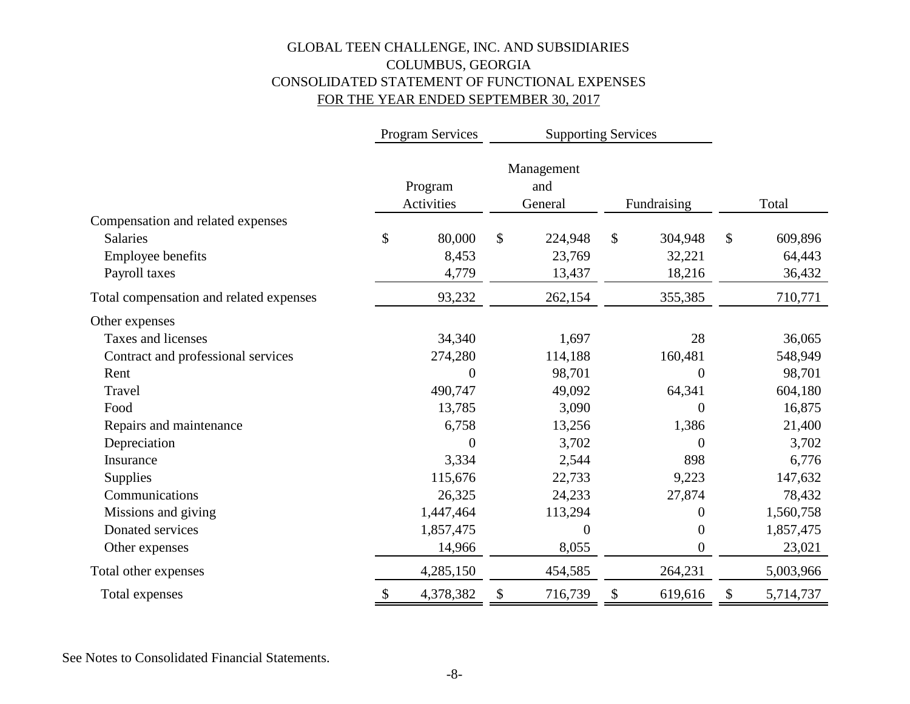# GLOBAL TEEN CHALLENGE, INC. AND SUBSIDIARIES
## COLUMBUS, GEORGIA
## CONSOLIDATED STATEMENT OF FUNCTIONAL EXPENSES
## FOR THE YEAR ENDED SEPTEMBER 30, 2017

| | Program Services | Supporting Services | | |
|---|---|---|---|---|
| | Program Activities | Management and General | Fundraising | Total |
| **Compensation and related expenses** | | | | |
| Salaries | $ 80,000 | $ 224,948 | $ 304,948 | $ 609,896 |
| Employee benefits | 8,453 | 23,769 | 32,221 | 64,443 |
| Payroll taxes | 4,779 | 13,437 | 18,216 | 36,432 |
| Total compensation and related expenses | 93,232 | 262,154 | 355,385 | 710,771 |
| **Other expenses** | | | | |
| Taxes and licenses | 34,340 | 1,697 | 28 | 36,065 |
| Contract and professional services | 274,280 | 114,188 | 160,481 | 548,949 |
| Rent | 0 | 98,701 | 0 | 98,701 |
| Travel | 490,747 | 49,092 | 64,341 | 604,180 |
| Food | 13,785 | 3,090 | 0 | 16,875 |
| Repairs and maintenance | 6,758 | 13,256 | 1,386 | 21,400 |
| Depreciation | 0 | 3,702 | 0 | 3,702 |
| Insurance | 3,334 | 2,544 | 898 | 6,776 |
| Supplies | 115,676 | 22,733 | 9,223 | 147,632 |
| Communications | 26,325 | 24,233 | 27,874 | 78,432 |
| Missions and giving | 1,447,464 | 113,294 | 0 | 1,560,758 |
| Donated services | 1,857,475 | 0 | 0 | 1,857,475 |
| Other expenses | 14,966 | 8,055 | 0 | 23,021 |
| Total other expenses | 4,285,150 | 454,585 | 264,231 | 5,003,966 |
| Total expenses | $ 4,378,382 | $ 716,739 | $ 619,616 | $ 5,714,737 |

See Notes to Consolidated Financial Statements.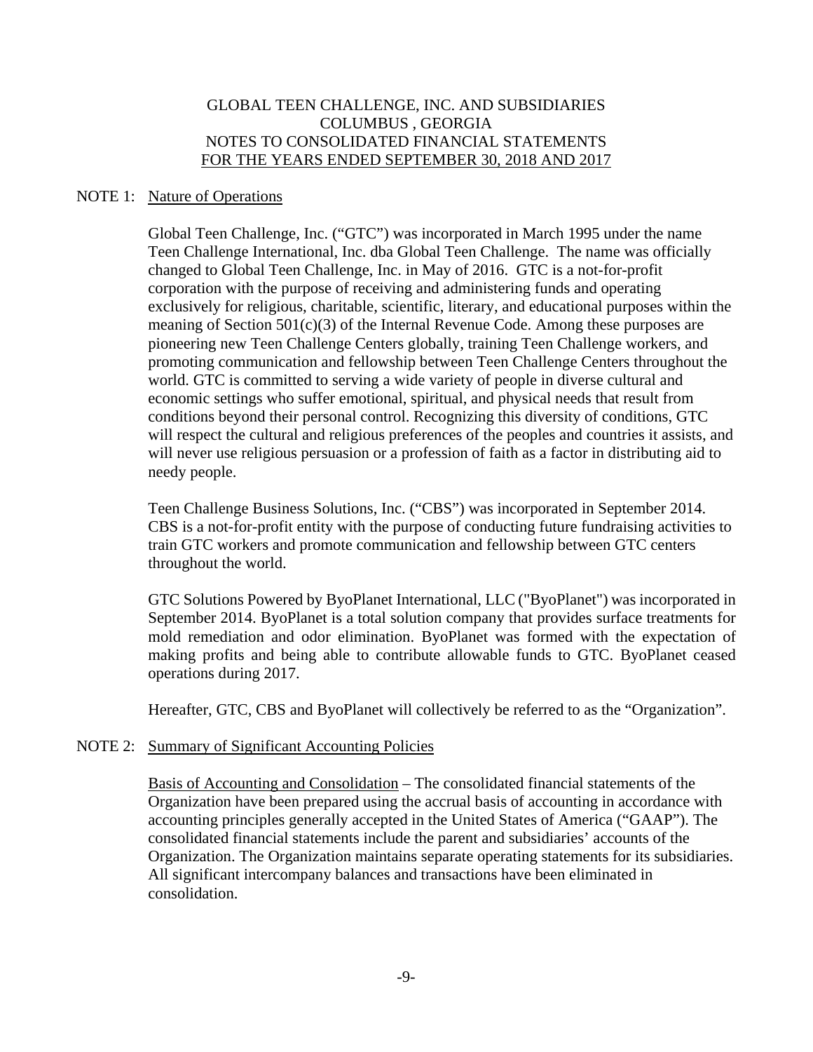GLOBAL TEEN CHALLENGE, INC. AND SUBSIDIARIES
COLUMBUS , GEORGIA
NOTES TO CONSOLIDATED FINANCIAL STATEMENTS
FOR THE YEARS ENDED SEPTEMBER 30, 2018 AND 2017

## NOTE 1: Nature of Operations

Global Teen Challenge, Inc. ("GTC") was incorporated in March 1995 under the name Teen Challenge International, Inc. dba Global Teen Challenge. The name was officially changed to Global Teen Challenge, Inc. in May of 2016. GTC is a not-for-profit corporation with the purpose of receiving and administering funds and operating exclusively for religious, charitable, scientific, literary, and educational purposes within the meaning of Section 501(c)(3) of the Internal Revenue Code. Among these purposes are pioneering new Teen Challenge Centers globally, training Teen Challenge workers, and promoting communication and fellowship between Teen Challenge Centers throughout the world. GTC is committed to serving a wide variety of people in diverse cultural and economic settings who suffer emotional, spiritual, and physical needs that result from conditions beyond their personal control. Recognizing this diversity of conditions, GTC will respect the cultural and religious preferences of the peoples and countries it assists, and will never use religious persuasion or a profession of faith as a factor in distributing aid to needy people.

Teen Challenge Business Solutions, Inc. ("CBS") was incorporated in September 2014. CBS is a not-for-profit entity with the purpose of conducting future fundraising activities to train GTC workers and promote communication and fellowship between GTC centers throughout the world.

GTC Solutions Powered by ByoPlanet International, LLC ("ByoPlanet") was incorporated in September 2014. ByoPlanet is a total solution company that provides surface treatments for mold remediation and odor elimination. ByoPlanet was formed with the expectation of making profits and being able to contribute allowable funds to GTC. ByoPlanet ceased operations during 2017.

Hereafter, GTC, CBS and ByoPlanet will collectively be referred to as the "Organization".

## NOTE 2: Summary of Significant Accounting Policies

Basis of Accounting and Consolidation – The consolidated financial statements of the Organization have been prepared using the accrual basis of accounting in accordance with accounting principles generally accepted in the United States of America ("GAAP"). The consolidated financial statements include the parent and subsidiaries' accounts of the Organization. The Organization maintains separate operating statements for its subsidiaries. All significant intercompany balances and transactions have been eliminated in consolidation.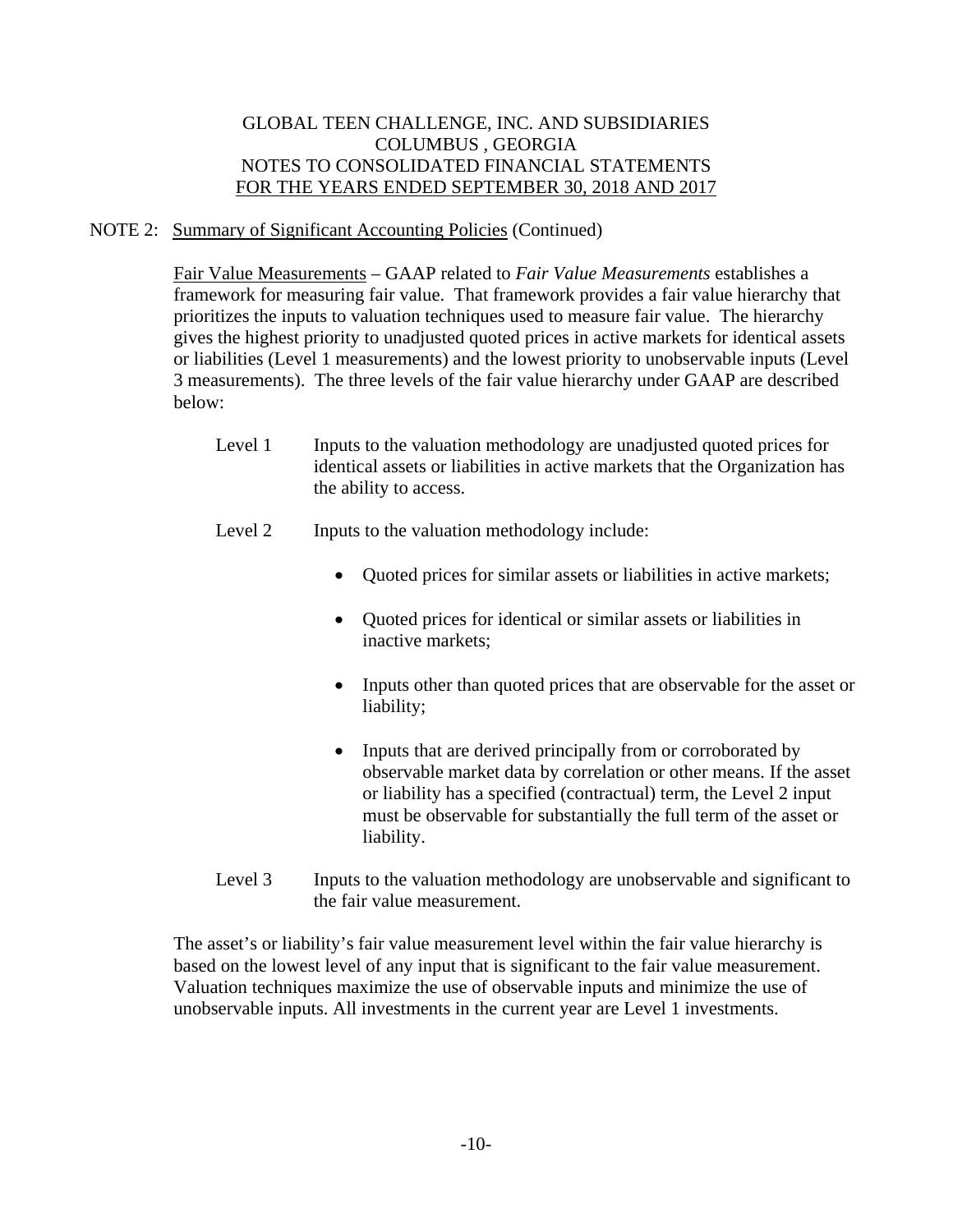GLOBAL TEEN CHALLENGE, INC. AND SUBSIDIARIES
COLUMBUS , GEORGIA
NOTES TO CONSOLIDATED FINANCIAL STATEMENTS
FOR THE YEARS ENDED SEPTEMBER 30, 2018 AND 2017

NOTE 2: Summary of Significant Accounting Policies (Continued)

Fair Value Measurements – GAAP related to *Fair Value Measurements* establishes a framework for measuring fair value. That framework provides a fair value hierarchy that prioritizes the inputs to valuation techniques used to measure fair value. The hierarchy gives the highest priority to unadjusted quoted prices in active markets for identical assets or liabilities (Level 1 measurements) and the lowest priority to unobservable inputs (Level 3 measurements). The three levels of the fair value hierarchy under GAAP are described below:

Level 1 Inputs to the valuation methodology are unadjusted quoted prices for identical assets or liabilities in active markets that the Organization has the ability to access.

Level 2 Inputs to the valuation methodology include:

- Quoted prices for similar assets or liabilities in active markets;
- Quoted prices for identical or similar assets or liabilities in inactive markets;
- Inputs other than quoted prices that are observable for the asset or liability;
- Inputs that are derived principally from or corroborated by observable market data by correlation or other means. If the asset or liability has a specified (contractual) term, the Level 2 input must be observable for substantially the full term of the asset or liability.

Level 3 Inputs to the valuation methodology are unobservable and significant to the fair value measurement.

The asset's or liability's fair value measurement level within the fair value hierarchy is based on the lowest level of any input that is significant to the fair value measurement. Valuation techniques maximize the use of observable inputs and minimize the use of unobservable inputs. All investments in the current year are Level 1 investments.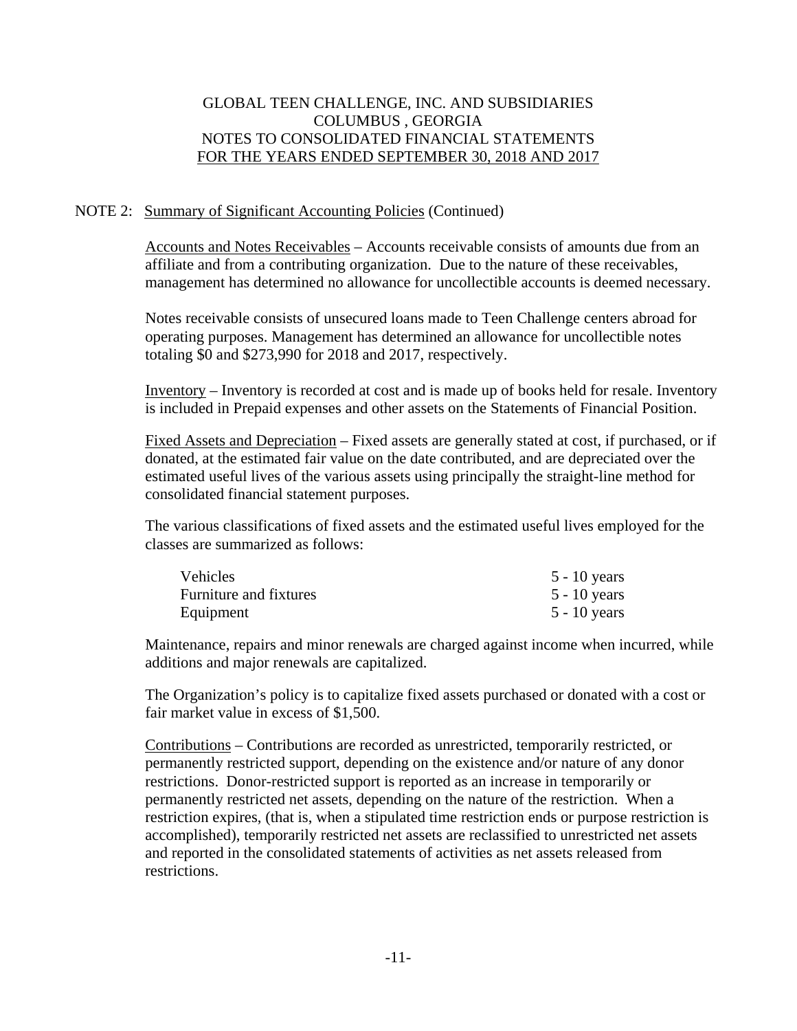GLOBAL TEEN CHALLENGE, INC. AND SUBSIDIARIES
COLUMBUS , GEORGIA
NOTES TO CONSOLIDATED FINANCIAL STATEMENTS
FOR THE YEARS ENDED SEPTEMBER 30, 2018 AND 2017

NOTE 2: Summary of Significant Accounting Policies (Continued)

Accounts and Notes Receivables – Accounts receivable consists of amounts due from an affiliate and from a contributing organization. Due to the nature of these receivables, management has determined no allowance for uncollectible accounts is deemed necessary.

Notes receivable consists of unsecured loans made to Teen Challenge centers abroad for operating purposes. Management has determined an allowance for uncollectible notes totaling $0 and $273,990 for 2018 and 2017, respectively.

Inventory – Inventory is recorded at cost and is made up of books held for resale. Inventory is included in Prepaid expenses and other assets on the Statements of Financial Position.

Fixed Assets and Depreciation – Fixed assets are generally stated at cost, if purchased, or if donated, at the estimated fair value on the date contributed, and are depreciated over the estimated useful lives of the various assets using principally the straight-line method for consolidated financial statement purposes.

The various classifications of fixed assets and the estimated useful lives employed for the classes are summarized as follows:

| | |
|---|---|
| Vehicles | 5 - 10 years |
| Furniture and fixtures | 5 - 10 years |
| Equipment | 5 - 10 years |

Maintenance, repairs and minor renewals are charged against income when incurred, while additions and major renewals are capitalized.

The Organization's policy is to capitalize fixed assets purchased or donated with a cost or fair market value in excess of $1,500.

Contributions – Contributions are recorded as unrestricted, temporarily restricted, or permanently restricted support, depending on the existence and/or nature of any donor restrictions. Donor-restricted support is reported as an increase in temporarily or permanently restricted net assets, depending on the nature of the restriction. When a restriction expires, (that is, when a stipulated time restriction ends or purpose restriction is accomplished), temporarily restricted net assets are reclassified to unrestricted net assets and reported in the consolidated statements of activities as net assets released from restrictions.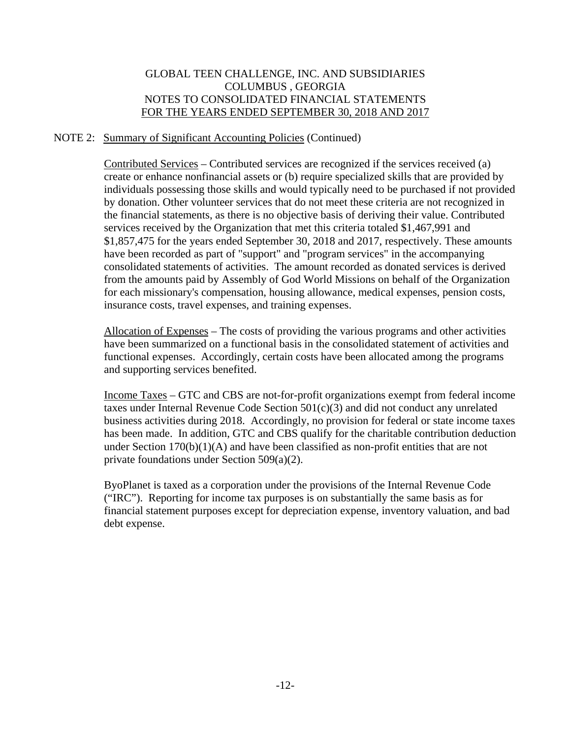GLOBAL TEEN CHALLENGE, INC. AND SUBSIDIARIES
COLUMBUS , GEORGIA
NOTES TO CONSOLIDATED FINANCIAL STATEMENTS
FOR THE YEARS ENDED SEPTEMBER 30, 2018 AND 2017

NOTE 2: Summary of Significant Accounting Policies (Continued)

Contributed Services – Contributed services are recognized if the services received (a) create or enhance nonfinancial assets or (b) require specialized skills that are provided by individuals possessing those skills and would typically need to be purchased if not provided by donation. Other volunteer services that do not meet these criteria are not recognized in the financial statements, as there is no objective basis of deriving their value. Contributed services received by the Organization that met this criteria totaled $1,467,991 and $1,857,475 for the years ended September 30, 2018 and 2017, respectively. These amounts have been recorded as part of "support" and "program services" in the accompanying consolidated statements of activities. The amount recorded as donated services is derived from the amounts paid by Assembly of God World Missions on behalf of the Organization for each missionary's compensation, housing allowance, medical expenses, pension costs, insurance costs, travel expenses, and training expenses.

Allocation of Expenses – The costs of providing the various programs and other activities have been summarized on a functional basis in the consolidated statement of activities and functional expenses. Accordingly, certain costs have been allocated among the programs and supporting services benefited.

Income Taxes – GTC and CBS are not-for-profit organizations exempt from federal income taxes under Internal Revenue Code Section 501(c)(3) and did not conduct any unrelated business activities during 2018. Accordingly, no provision for federal or state income taxes has been made. In addition, GTC and CBS qualify for the charitable contribution deduction under Section 170(b)(1)(A) and have been classified as non-profit entities that are not private foundations under Section 509(a)(2).

ByoPlanet is taxed as a corporation under the provisions of the Internal Revenue Code ("IRC"). Reporting for income tax purposes is on substantially the same basis as for financial statement purposes except for depreciation expense, inventory valuation, and bad debt expense.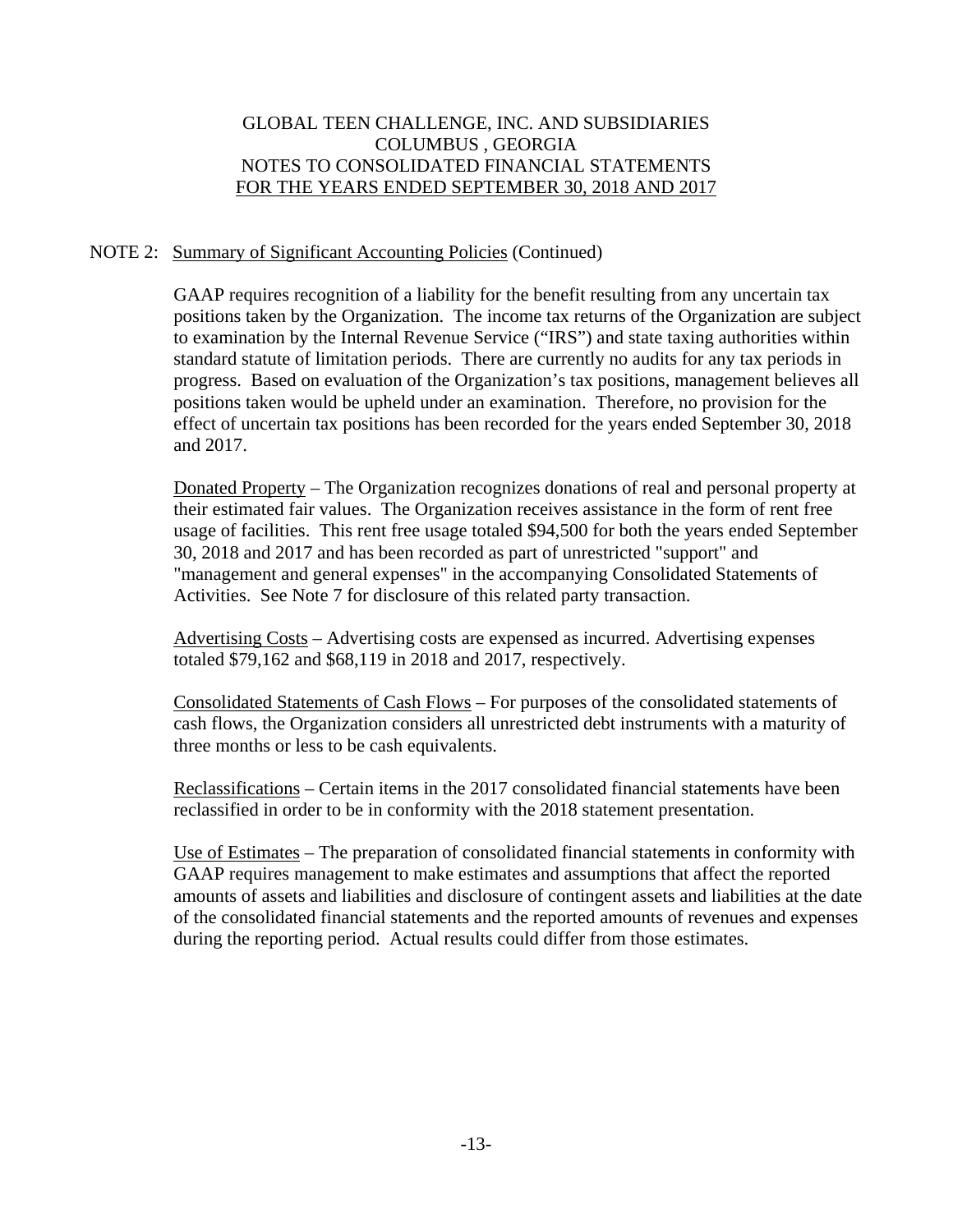GLOBAL TEEN CHALLENGE, INC. AND SUBSIDIARIES
COLUMBUS , GEORGIA
NOTES TO CONSOLIDATED FINANCIAL STATEMENTS
FOR THE YEARS ENDED SEPTEMBER 30, 2018 AND 2017

NOTE 2: Summary of Significant Accounting Policies (Continued)

GAAP requires recognition of a liability for the benefit resulting from any uncertain tax positions taken by the Organization. The income tax returns of the Organization are subject to examination by the Internal Revenue Service ("IRS") and state taxing authorities within standard statute of limitation periods. There are currently no audits for any tax periods in progress. Based on evaluation of the Organization's tax positions, management believes all positions taken would be upheld under an examination. Therefore, no provision for the effect of uncertain tax positions has been recorded for the years ended September 30, 2018 and 2017.

Donated Property – The Organization recognizes donations of real and personal property at their estimated fair values. The Organization receives assistance in the form of rent free usage of facilities. This rent free usage totaled $94,500 for both the years ended September 30, 2018 and 2017 and has been recorded as part of unrestricted "support" and "management and general expenses" in the accompanying Consolidated Statements of Activities. See Note 7 for disclosure of this related party transaction.

Advertising Costs – Advertising costs are expensed as incurred. Advertising expenses totaled $79,162 and $68,119 in 2018 and 2017, respectively.

Consolidated Statements of Cash Flows – For purposes of the consolidated statements of cash flows, the Organization considers all unrestricted debt instruments with a maturity of three months or less to be cash equivalents.

Reclassifications – Certain items in the 2017 consolidated financial statements have been reclassified in order to be in conformity with the 2018 statement presentation.

Use of Estimates – The preparation of consolidated financial statements in conformity with GAAP requires management to make estimates and assumptions that affect the reported amounts of assets and liabilities and disclosure of contingent assets and liabilities at the date of the consolidated financial statements and the reported amounts of revenues and expenses during the reporting period. Actual results could differ from those estimates.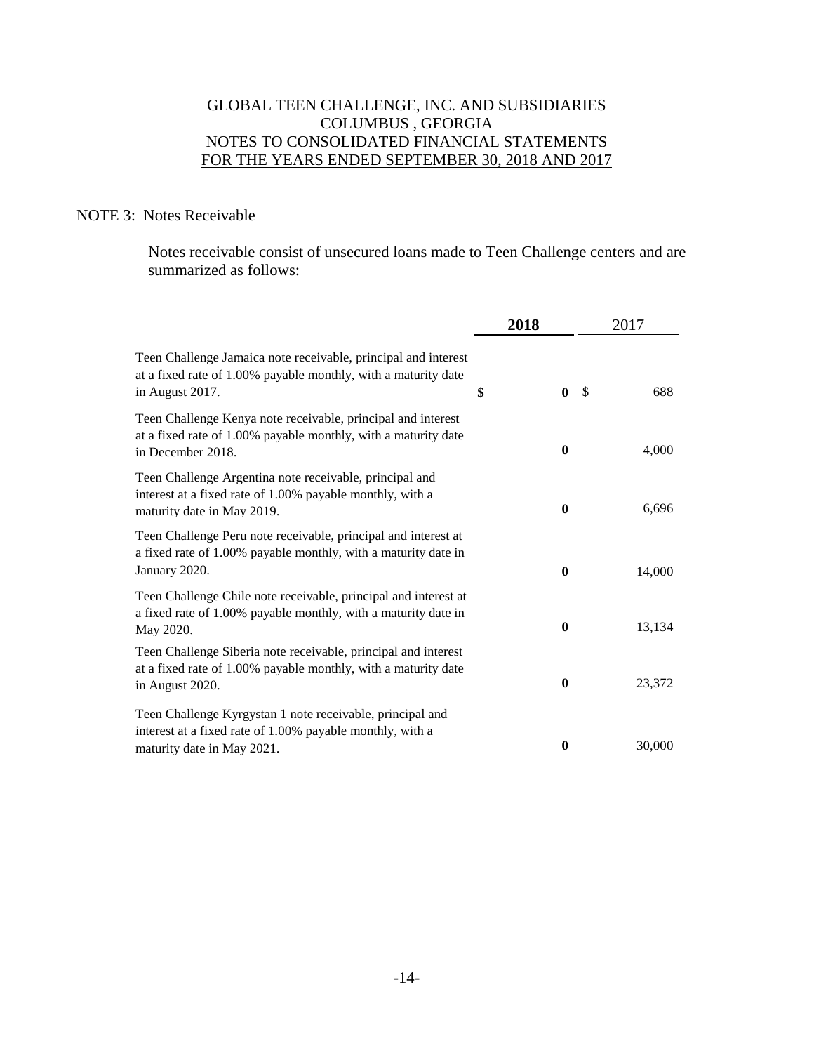GLOBAL TEEN CHALLENGE, INC. AND SUBSIDIARIES
COLUMBUS , GEORGIA
NOTES TO CONSOLIDATED FINANCIAL STATEMENTS
FOR THE YEARS ENDED SEPTEMBER 30, 2018 AND 2017

## NOTE 3: Notes Receivable

Notes receivable consist of unsecured loans made to Teen Challenge centers and are summarized as follows:

| | **2018** | 2017 |
|---|---|---|
| Teen Challenge Jamaica note receivable, principal and interest at a fixed rate of 1.00% payable monthly, with a maturity date in August 2017. | **$ 0** | $ 688 |
| Teen Challenge Kenya note receivable, principal and interest at a fixed rate of 1.00% payable monthly, with a maturity date in December 2018. | **0** | 4,000 |
| Teen Challenge Argentina note receivable, principal and interest at a fixed rate of 1.00% payable monthly, with a maturity date in May 2019. | **0** | 6,696 |
| Teen Challenge Peru note receivable, principal and interest at a fixed rate of 1.00% payable monthly, with a maturity date in January 2020. | **0** | 14,000 |
| Teen Challenge Chile note receivable, principal and interest at a fixed rate of 1.00% payable monthly, with a maturity date in May 2020. | **0** | 13,134 |
| Teen Challenge Siberia note receivable, principal and interest at a fixed rate of 1.00% payable monthly, with a maturity date in August 2020. | **0** | 23,372 |
| Teen Challenge Kyrgystan 1 note receivable, principal and interest at a fixed rate of 1.00% payable monthly, with a maturity date in May 2021. | **0** | 30,000 |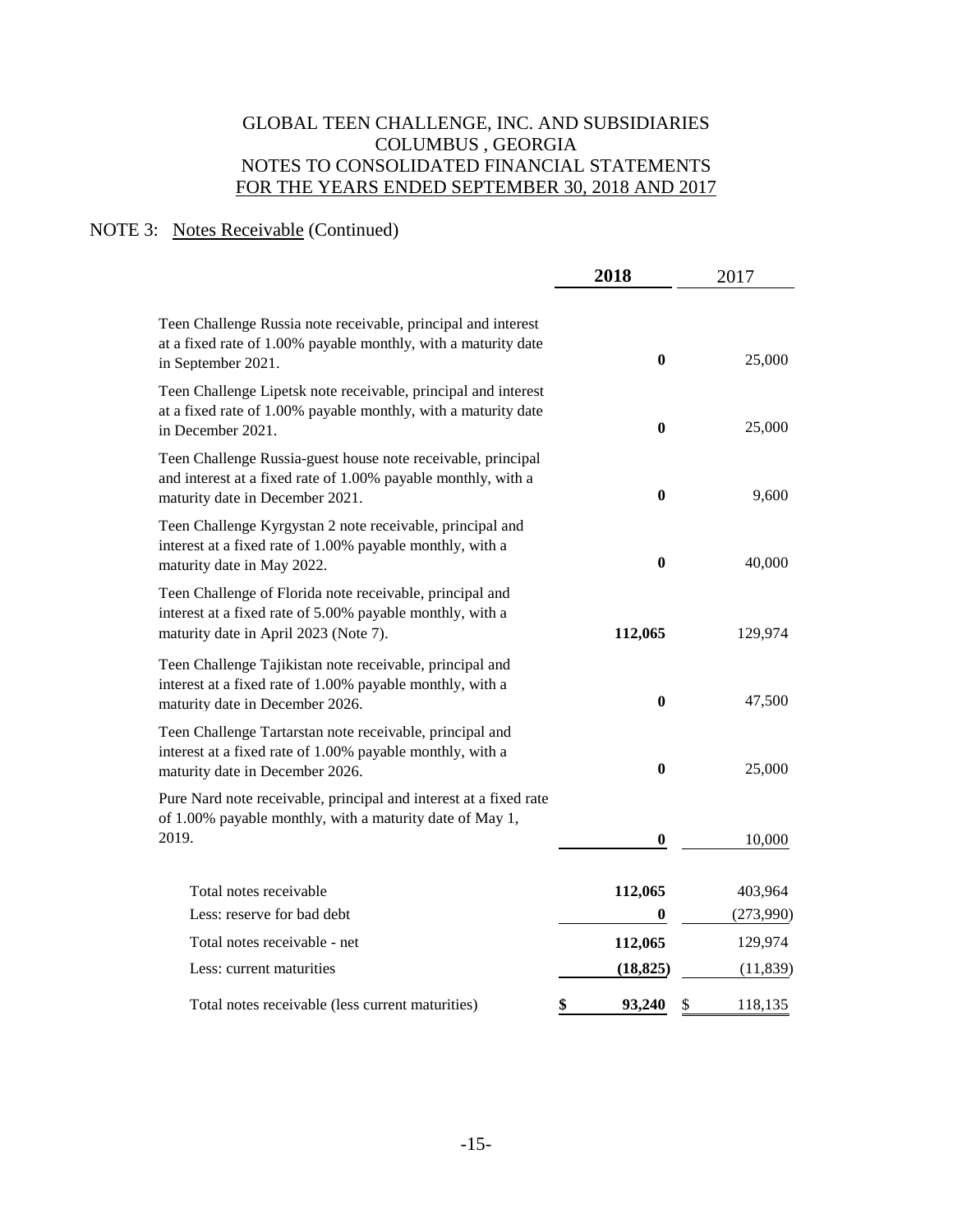GLOBAL TEEN CHALLENGE, INC. AND SUBSIDIARIES
COLUMBUS , GEORGIA
NOTES TO CONSOLIDATED FINANCIAL STATEMENTS
FOR THE YEARS ENDED SEPTEMBER 30, 2018 AND 2017

## NOTE 3: Notes Receivable (Continued)

| | **2018** | 2017 |
|---|---|---|
| Teen Challenge Russia note receivable, principal and interest at a fixed rate of 1.00% payable monthly, with a maturity date in September 2021. | **0** | 25,000 |
| Teen Challenge Lipetsk note receivable, principal and interest at a fixed rate of 1.00% payable monthly, with a maturity date in December 2021. | **0** | 25,000 |
| Teen Challenge Russia-guest house note receivable, principal and interest at a fixed rate of 1.00% payable monthly, with a maturity date in December 2021. | **0** | 9,600 |
| Teen Challenge Kyrgystan 2 note receivable, principal and interest at a fixed rate of 1.00% payable monthly, with a maturity date in May 2022. | **0** | 40,000 |
| Teen Challenge of Florida note receivable, principal and interest at a fixed rate of 5.00% payable monthly, with a maturity date in April 2023 (Note 7). | **112,065** | 129,974 |
| Teen Challenge Tajikistan note receivable, principal and interest at a fixed rate of 1.00% payable monthly, with a maturity date in December 2026. | **0** | 47,500 |
| Teen Challenge Tartarstan note receivable, principal and interest at a fixed rate of 1.00% payable monthly, with a maturity date in December 2026. | **0** | 25,000 |
| Pure Nard note receivable, principal and interest at a fixed rate of 1.00% payable monthly, with a maturity date of May 1, 2019. | **0** | 10,000 |
| Total notes receivable | **112,065** | 403,964 |
| Less: reserve for bad debt | **0** | (273,990) |
| Total notes receivable - net | **112,065** | 129,974 |
| Less: current maturities | **(18,825)** | (11,839) |
| Total notes receivable (less current maturities) | **$ 93,240** | $ 118,135 |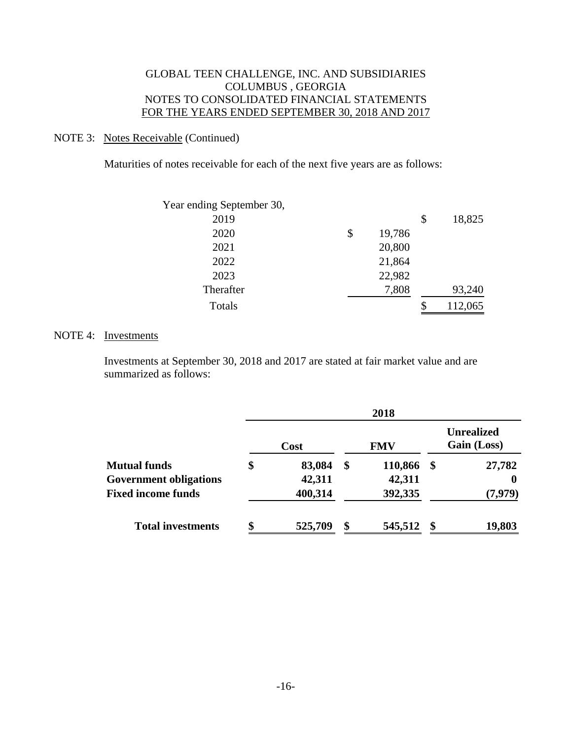GLOBAL TEEN CHALLENGE, INC. AND SUBSIDIARIES
COLUMBUS , GEORGIA
NOTES TO CONSOLIDATED FINANCIAL STATEMENTS
FOR THE YEARS ENDED SEPTEMBER 30, 2018 AND 2017

NOTE 3: Notes Receivable (Continued)

Maturities of notes receivable for each of the next five years are as follows:

| Year ending September 30, | | |
|---|---|---|
| 2019 | | $ 18,825 |
| 2020 | $ 19,786 | |
| 2021 | 20,800 | |
| 2022 | 21,864 | |
| 2023 | 22,982 | |
| Therafter | 7,808 | 93,240 |
| Totals | | $ 112,065 |

NOTE 4: Investments

Investments at September 30, 2018 and 2017 are stated at fair market value and are summarized as follows:

| | 2018 | | |
|---|---|---|---|
| | **Cost** | **FMV** | **Unrealized Gain (Loss)** |
| **Mutual funds** | **$ 83,084** | **$ 110,866** | **$ 27,782** |
| **Government obligations** | **42,311** | **42,311** | **0** |
| **Fixed income funds** | **400,314** | **392,335** | **(7,979)** |
| **Total investments** | **$ 525,709** | **$ 545,512** | **$ 19,803** |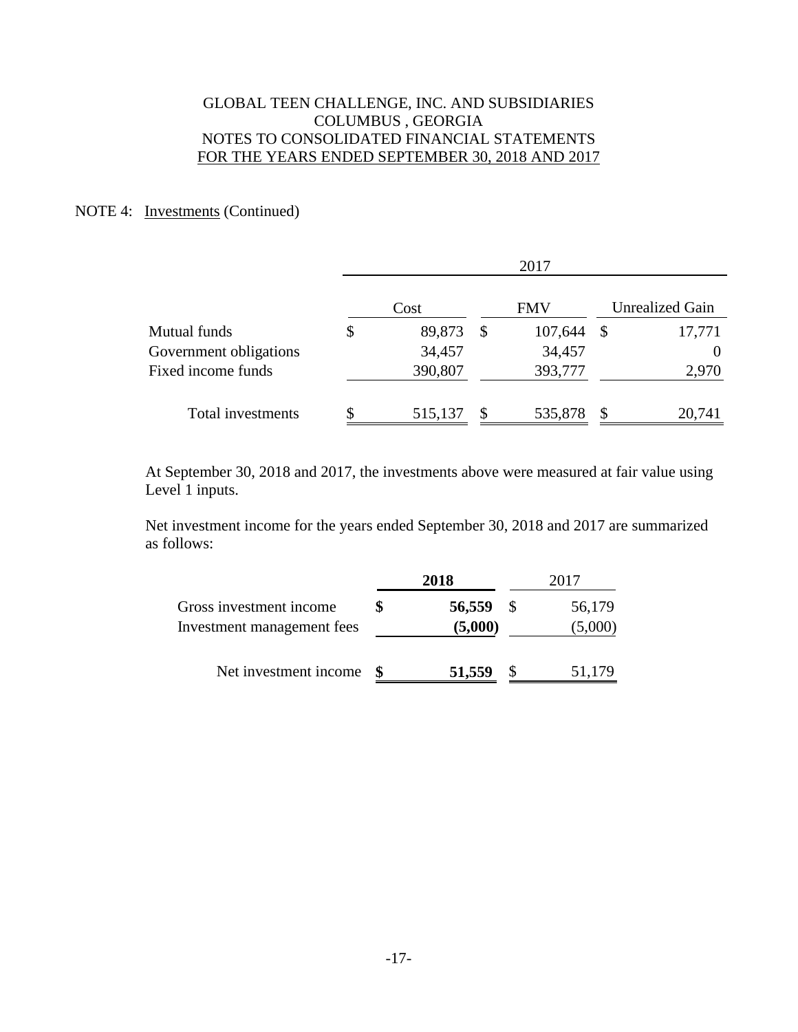GLOBAL TEEN CHALLENGE, INC. AND SUBSIDIARIES
COLUMBUS , GEORGIA
NOTES TO CONSOLIDATED FINANCIAL STATEMENTS
FOR THE YEARS ENDED SEPTEMBER 30, 2018 AND 2017

NOTE 4: Investments (Continued)

| | 2017 | | |
|---|---|---|---|
| | Cost | FMV | Unrealized Gain |
| Mutual funds | $ 89,873 | $ 107,644 | $ 17,771 |
| Government obligations | 34,457 | 34,457 | 0 |
| Fixed income funds | 390,807 | 393,777 | 2,970 |
| Total investments | $ 515,137 | $ 535,878 | $ 20,741 |

At September 30, 2018 and 2017, the investments above were measured at fair value using Level 1 inputs.

Net investment income for the years ended September 30, 2018 and 2017 are summarized as follows:

| | **2018** | 2017 |
|---|---|---|
| Gross investment income | **$ 56,559** | $ 56,179 |
| Investment management fees | **(5,000)** | (5,000) |
| Net investment income | **$ 51,559** | $ 51,179 |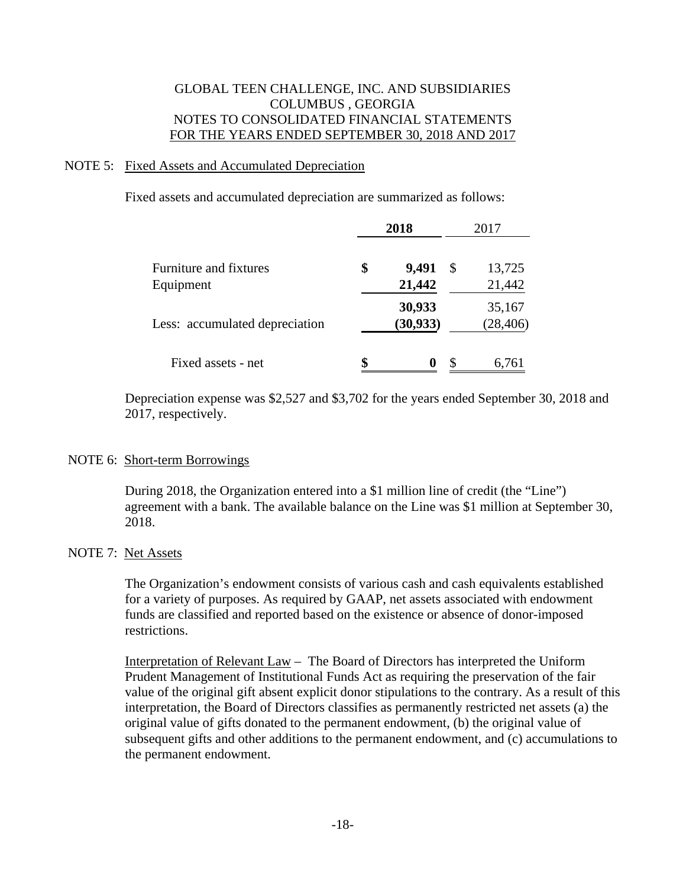GLOBAL TEEN CHALLENGE, INC. AND SUBSIDIARIES
COLUMBUS , GEORGIA
NOTES TO CONSOLIDATED FINANCIAL STATEMENTS
FOR THE YEARS ENDED SEPTEMBER 30, 2018 AND 2017

## NOTE 5: Fixed Assets and Accumulated Depreciation

Fixed assets and accumulated depreciation are summarized as follows:

| | **2018** | 2017 |
|---|---|---|
| Furniture and fixtures | **$ 9,491** | $ 13,725 |
| Equipment | **21,442** | 21,442 |
| | **30,933** | 35,167 |
| Less: accumulated depreciation | **(30,933)** | (28,406) |
| Fixed assets - net | **$ 0** | $ 6,761 |

Depreciation expense was $2,527 and $3,702 for the years ended September 30, 2018 and 2017, respectively.

## NOTE 6: Short-term Borrowings

During 2018, the Organization entered into a $1 million line of credit (the "Line") agreement with a bank. The available balance on the Line was $1 million at September 30, 2018.

## NOTE 7: Net Assets

The Organization's endowment consists of various cash and cash equivalents established for a variety of purposes. As required by GAAP, net assets associated with endowment funds are classified and reported based on the existence or absence of donor-imposed restrictions.

Interpretation of Relevant Law – The Board of Directors has interpreted the Uniform Prudent Management of Institutional Funds Act as requiring the preservation of the fair value of the original gift absent explicit donor stipulations to the contrary. As a result of this interpretation, the Board of Directors classifies as permanently restricted net assets (a) the original value of gifts donated to the permanent endowment, (b) the original value of subsequent gifts and other additions to the permanent endowment, and (c) accumulations to the permanent endowment.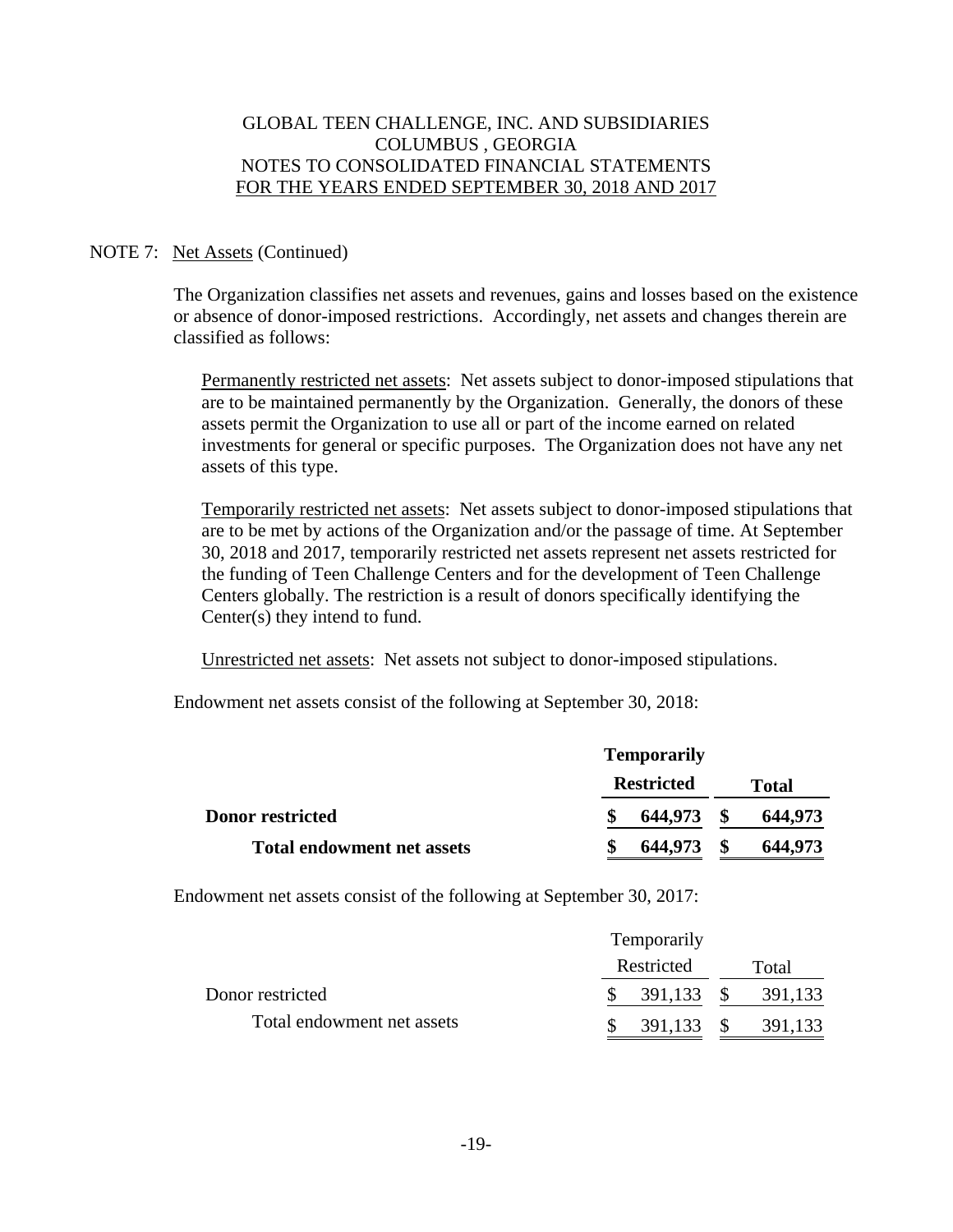GLOBAL TEEN CHALLENGE, INC. AND SUBSIDIARIES
COLUMBUS , GEORGIA
NOTES TO CONSOLIDATED FINANCIAL STATEMENTS
FOR THE YEARS ENDED SEPTEMBER 30, 2018 AND 2017

NOTE 7: Net Assets (Continued)

The Organization classifies net assets and revenues, gains and losses based on the existence or absence of donor-imposed restrictions. Accordingly, net assets and changes therein are classified as follows:

Permanently restricted net assets: Net assets subject to donor-imposed stipulations that are to be maintained permanently by the Organization. Generally, the donors of these assets permit the Organization to use all or part of the income earned on related investments for general or specific purposes. The Organization does not have any net assets of this type.

Temporarily restricted net assets: Net assets subject to donor-imposed stipulations that are to be met by actions of the Organization and/or the passage of time. At September 30, 2018 and 2017, temporarily restricted net assets represent net assets restricted for the funding of Teen Challenge Centers and for the development of Teen Challenge Centers globally. The restriction is a result of donors specifically identifying the Center(s) they intend to fund.

Unrestricted net assets: Net assets not subject to donor-imposed stipulations.

Endowment net assets consist of the following at September 30, 2018:

| | Temporarily Restricted | Total |
|---|---|---|
| **Donor restricted** | **$ 644,973** | **$ 644,973** |
| **Total endowment net assets** | **$ 644,973** | **$ 644,973** |

Endowment net assets consist of the following at September 30, 2017:

| | Temporarily Restricted | Total |
|---|---|---|
| Donor restricted | $ 391,133 | $ 391,133 |
| Total endowment net assets | $ 391,133 | $ 391,133 |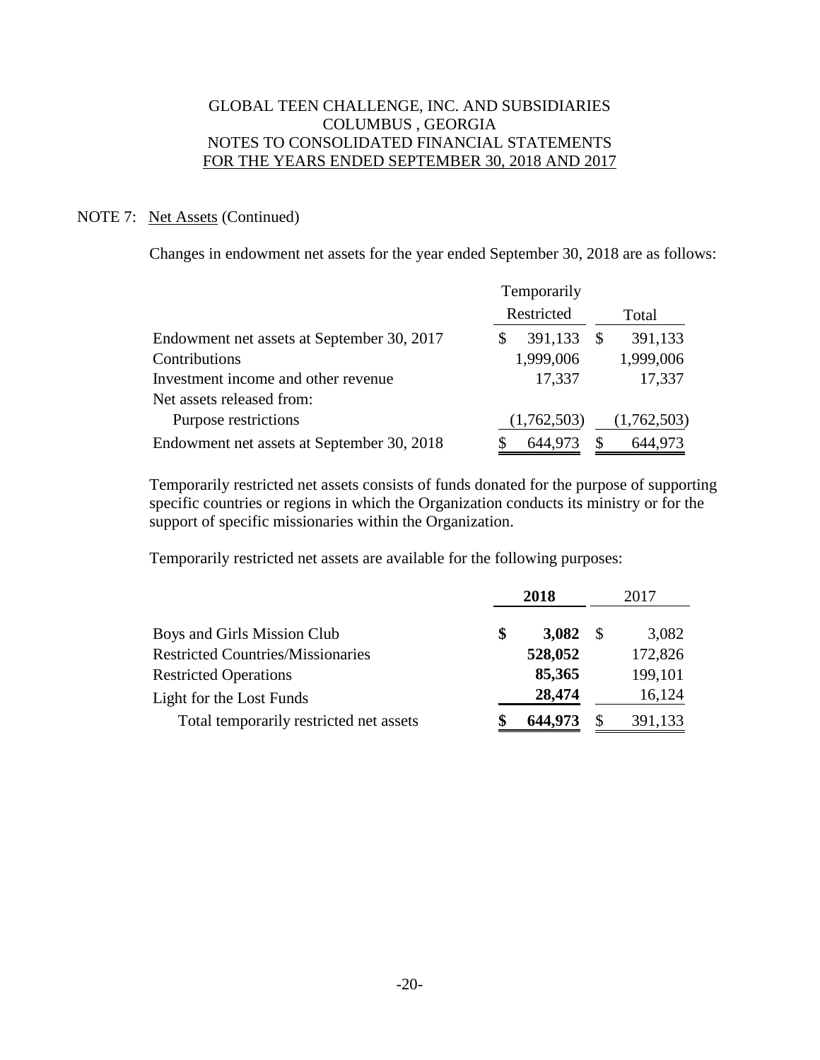GLOBAL TEEN CHALLENGE, INC. AND SUBSIDIARIES
COLUMBUS , GEORGIA
NOTES TO CONSOLIDATED FINANCIAL STATEMENTS
FOR THE YEARS ENDED SEPTEMBER 30, 2018 AND 2017

NOTE 7: Net Assets (Continued)

Changes in endowment net assets for the year ended September 30, 2018 are as follows:

| | Temporarily Restricted | Total |
|---|---|---|
| Endowment net assets at September 30, 2017 | $ 391,133 | $ 391,133 |
| Contributions | 1,999,006 | 1,999,006 |
| Investment income and other revenue | 17,337 | 17,337 |
| Net assets released from: | | |
| Purpose restrictions | (1,762,503) | (1,762,503) |
| Endowment net assets at September 30, 2018 | $ 644,973 | $ 644,973 |

Temporarily restricted net assets consists of funds donated for the purpose of supporting specific countries or regions in which the Organization conducts its ministry or for the support of specific missionaries within the Organization.

Temporarily restricted net assets are available for the following purposes:

| | **2018** | 2017 |
|---|---|---|
| Boys and Girls Mission Club | **$ 3,082** | $ 3,082 |
| Restricted Countries/Missionaries | **528,052** | 172,826 |
| Restricted Operations | **85,365** | 199,101 |
| Light for the Lost Funds | **28,474** | 16,124 |
| Total temporarily restricted net assets | **$ 644,973** | $ 391,133 |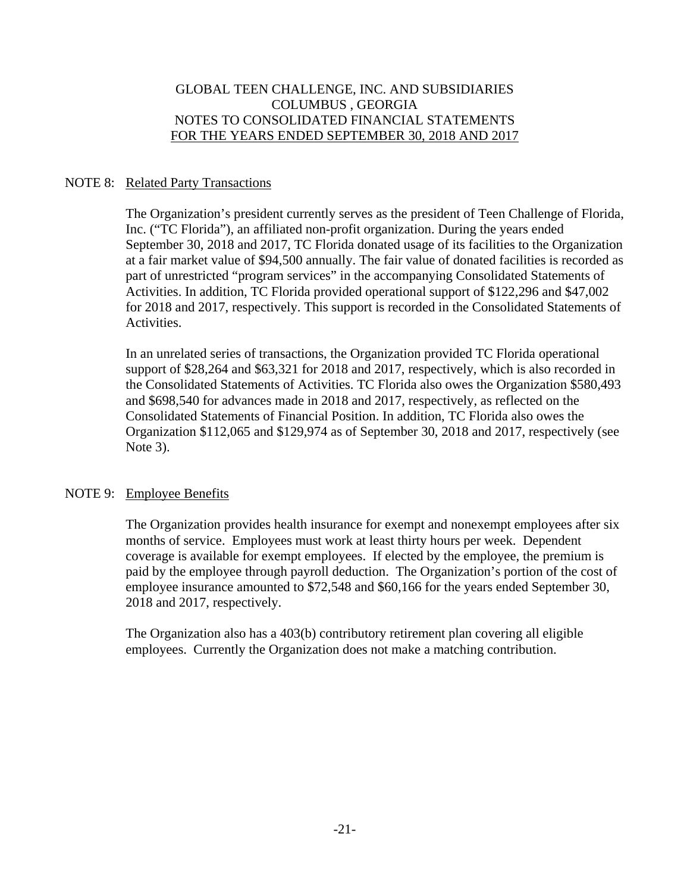## NOTE 8: Related Party Transactions

The Organization's president currently serves as the president of Teen Challenge of Florida, Inc. ("TC Florida"), an affiliated non-profit organization. During the years ended September 30, 2018 and 2017, TC Florida donated usage of its facilities to the Organization at a fair market value of $94,500 annually. The fair value of donated facilities is recorded as part of unrestricted "program services" in the accompanying Consolidated Statements of Activities. In addition, TC Florida provided operational support of $122,296 and $47,002 for 2018 and 2017, respectively. This support is recorded in the Consolidated Statements of Activities.

In an unrelated series of transactions, the Organization provided TC Florida operational support of $28,264 and $63,321 for 2018 and 2017, respectively, which is also recorded in the Consolidated Statements of Activities. TC Florida also owes the Organization $580,493 and $698,540 for advances made in 2018 and 2017, respectively, as reflected on the Consolidated Statements of Financial Position. In addition, TC Florida also owes the Organization $112,065 and $129,974 as of September 30, 2018 and 2017, respectively (see Note 3).

## NOTE 9: Employee Benefits

The Organization provides health insurance for exempt and nonexempt employees after six months of service. Employees must work at least thirty hours per week. Dependent coverage is available for exempt employees. If elected by the employee, the premium is paid by the employee through payroll deduction. The Organization's portion of the cost of employee insurance amounted to $72,548 and $60,166 for the years ended September 30, 2018 and 2017, respectively.

The Organization also has a 403(b) contributory retirement plan covering all eligible employees. Currently the Organization does not make a matching contribution.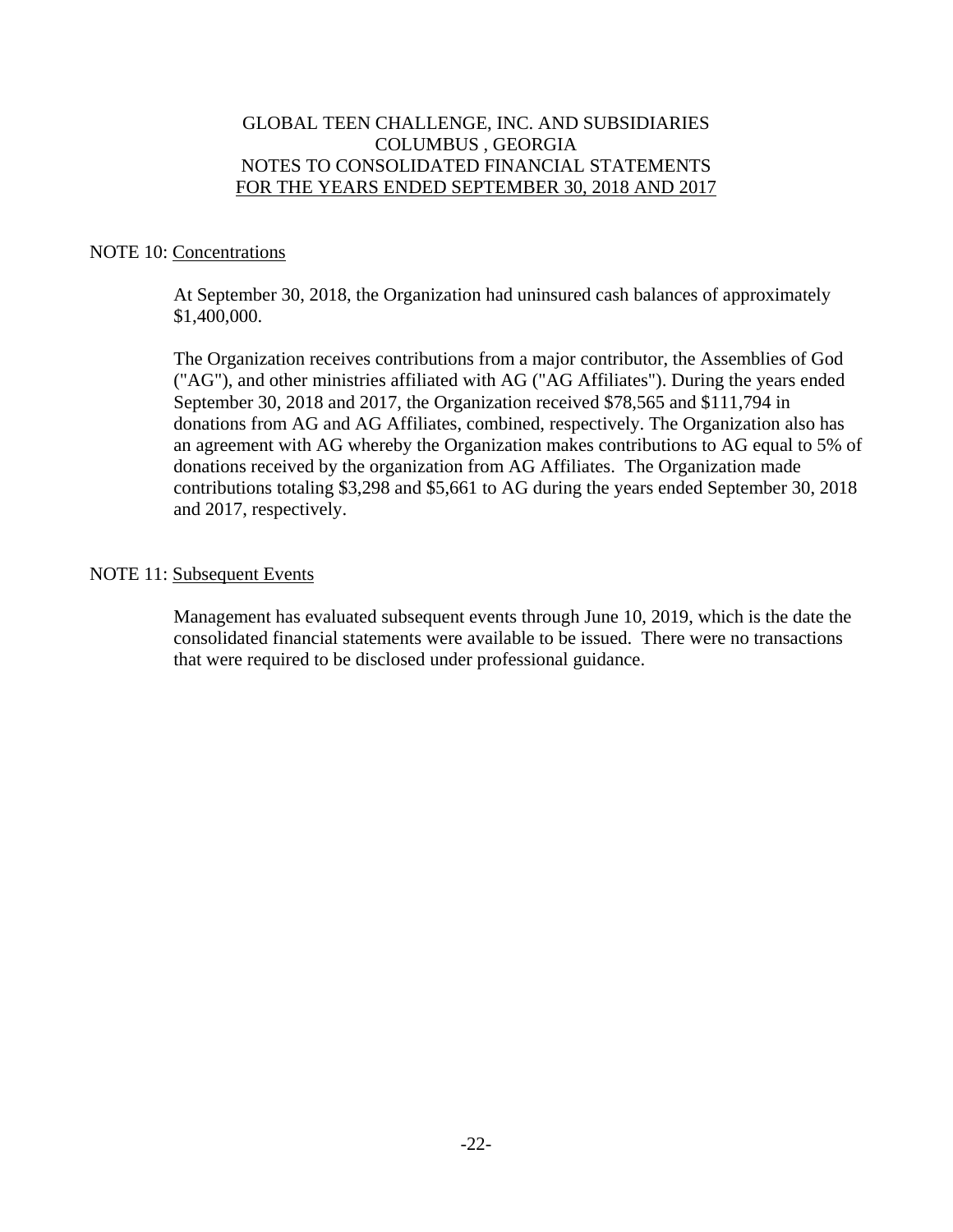NOTE 10: Concentrations

At September 30, 2018, the Organization had uninsured cash balances of approximately $1,400,000.

The Organization receives contributions from a major contributor, the Assemblies of God ("AG"), and other ministries affiliated with AG ("AG Affiliates"). During the years ended September 30, 2018 and 2017, the Organization received $78,565 and $111,794 in donations from AG and AG Affiliates, combined, respectively. The Organization also has an agreement with AG whereby the Organization makes contributions to AG equal to 5% of donations received by the organization from AG Affiliates. The Organization made contributions totaling $3,298 and $5,661 to AG during the years ended September 30, 2018 and 2017, respectively.

NOTE 11: Subsequent Events

Management has evaluated subsequent events through June 10, 2019, which is the date the consolidated financial statements were available to be issued. There were no transactions that were required to be disclosed under professional guidance.